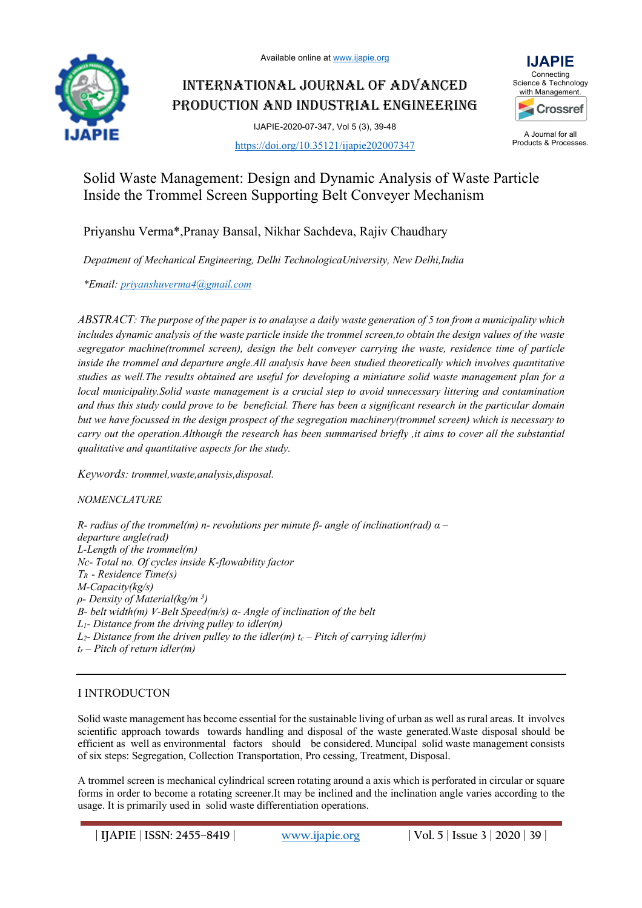Available online at www.ijapie.org

# INTERNATIONAL JOURNAL OF ADVANCED PRODUCTION AND INDUSTRIAL ENGINEERING

IJAPIE-2020-07-347, Vol 5 (3), 39-48

https://doi.org/10.35121/ijapie202007347

# Solid Waste Management: Design and Dynamic Analysis of Waste Particle Inside the Trommel Screen Supporting Belt Conveyer Mechanism

Priyanshu Verma*,Pranay Bansal, Nikhar Sachdeva, Rajiv Chaudhary

*Depatment of Mechanical Engineering, Delhi TechnologicaUniversity, New Delhi,India*

*\*Email: priyanshuverma4@gmail.com*

*ABSTRACT: The purpose of the paper is to analayse a daily waste generation of 5 ton from a municipality which includes dynamic analysis of the waste particle inside the trommel screen,to obtain the design values of the waste segregator machine(trommel screen), design the belt conveyer carrying the waste, residence time of particle inside the trommel and departure angle.All analysis have been studied theoretically which involves quantitative studies as well.The results obtained are useful for developing a miniature solid waste management plan for a local municipality.Solid waste management is a crucial step to avoid unnecessary littering and contamination and thus this study could prove to be beneficial. There has been a significant research in the particular domain but we have focussed in the design prospect of the segregation machinery(trommel screen) which is necessary to carry out the operation.Although the research has been summarised briefly ,it aims to cover all the substantial qualitative and quantitative aspects for the study.*

*Keywords: trommel,waste,analysis,disposal.*

*NOMENCLATURE*

*R- radius of the trommel(m) n- revolutions per minute β- angle of inclination(rad) α – departure angle(rad)*
*L-Length of the trommel(m)*
*Nc- Total no. Of cycles inside K-flowability factor*
*$T_R$ - Residence Time(s)*
*M-Capacity(kg/s)*
*ρ- Density of Material(kg/m $^3$)*
*B- belt width(m) V-Belt Speed(m/s) α- Angle of inclination of the belt*
*$L_1$- Distance from the driving pulley to idler(m)*
*$L_2$- Distance from the driven pulley to the idler(m) $t_c$ – Pitch of carrying idler(m)*
*$t_r$ – Pitch of return idler(m)*

## I INTRODUCTON

Solid waste management has become essential for the sustainable living of urban as well as rural areas. It involves scientific approach towards towards handling and disposal of the waste generated.Waste disposal should be efficient as well as environmental factors should be considered. Muncipal solid waste management consists of six steps: Segregation, Collection Transportation, Pro cessing, Treatment, Disposal.

A trommel screen is mechanical cylindrical screen rotating around a axis which is perforated in circular or square forms in order to become a rotating screener.It may be inclined and the inclination angle varies according to the usage. It is primarily used in solid waste differentiation operations.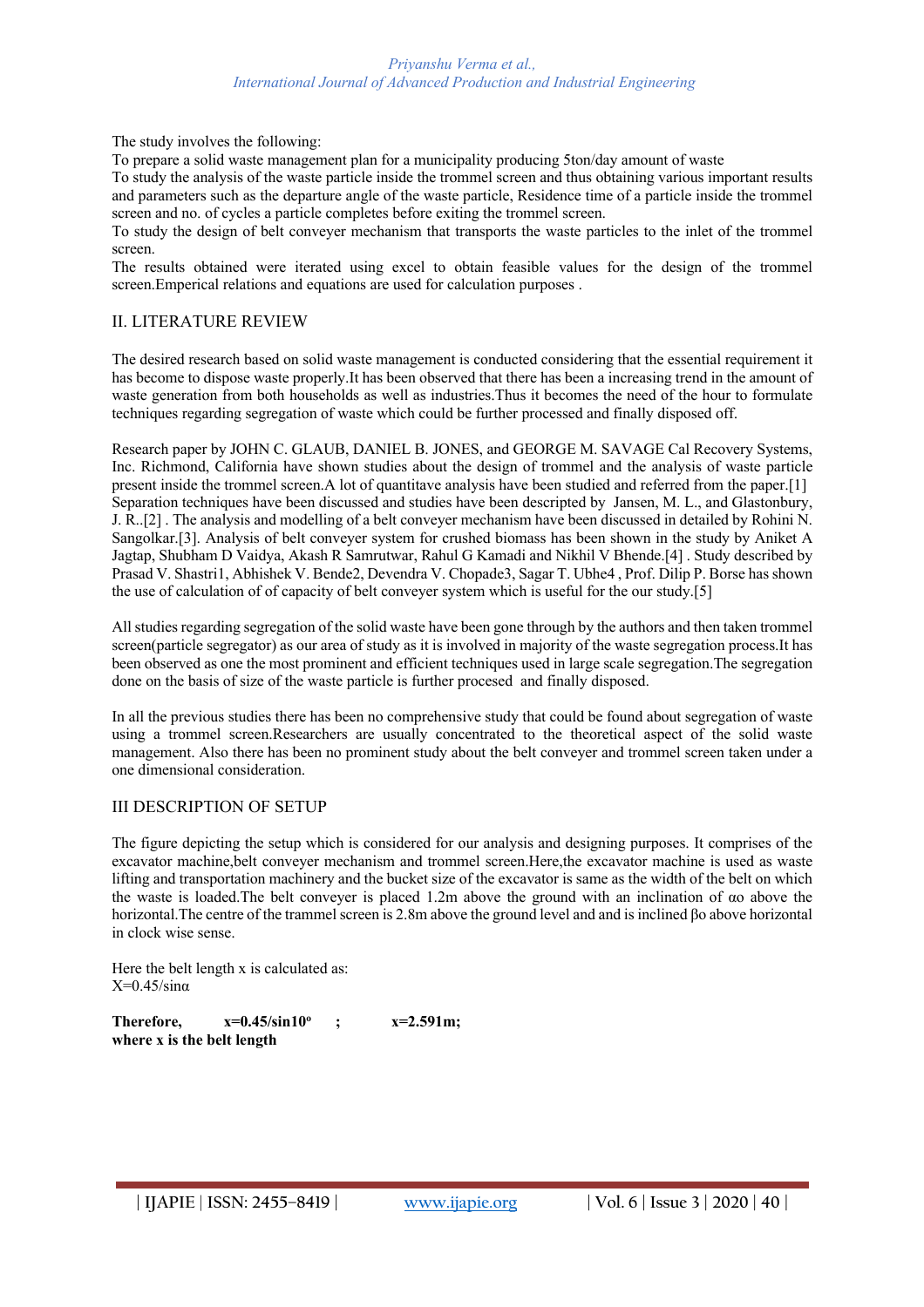The study involves the following:

To prepare a solid waste management plan for a municipality producing 5ton/day amount of waste

To study the analysis of the waste particle inside the trommel screen and thus obtaining various important results and parameters such as the departure angle of the waste particle, Residence time of a particle inside the trommel screen and no. of cycles a particle completes before exiting the trommel screen.

To study the design of belt conveyer mechanism that transports the waste particles to the inlet of the trommel screen.

The results obtained were iterated using excel to obtain feasible values for the design of the trommel screen.Emperical relations and equations are used for calculation purposes .

## II. LITERATURE REVIEW

The desired research based on solid waste management is conducted considering that the essential requirement it has become to dispose waste properly.It has been observed that there has been a increasing trend in the amount of waste generation from both households as well as industries.Thus it becomes the need of the hour to formulate techniques regarding segregation of waste which could be further processed and finally disposed off.

Research paper by JOHN C. GLAUB, DANIEL B. JONES, and GEORGE M. SAVAGE Cal Recovery Systems, Inc. Richmond, California have shown studies about the design of trommel and the analysis of waste particle present inside the trommel screen.A lot of quantitave analysis have been studied and referred from the paper.[1] Separation techniques have been discussed and studies have been descripted by Jansen, M. L., and Glastonbury, J. R..[2] . The analysis and modelling of a belt conveyer mechanism have been discussed in detailed by Rohini N. Sangolkar.[3]. Analysis of belt conveyer system for crushed biomass has been shown in the study by Aniket A Jagtap, Shubham D Vaidya, Akash R Samrutwar, Rahul G Kamadi and Nikhil V Bhende.[4] . Study described by Prasad V. Shastri1, Abhishek V. Bende2, Devendra V. Chopade3, Sagar T. Ubhe4 , Prof. Dilip P. Borse has shown the use of calculation of of capacity of belt conveyer system which is useful for the our study.[5]

All studies regarding segregation of the solid waste have been gone through by the authors and then taken trommel screen(particle segregator) as our area of study as it is involved in majority of the waste segregation process.It has been observed as one the most prominent and efficient techniques used in large scale segregation.The segregation done on the basis of size of the waste particle is further procesed and finally disposed.

In all the previous studies there has been no comprehensive study that could be found about segregation of waste using a trommel screen.Researchers are usually concentrated to the theoretical aspect of the solid waste management. Also there has been no prominent study about the belt conveyer and trommel screen taken under a one dimensional consideration.

## III DESCRIPTION OF SETUP

The figure depicting the setup which is considered for our analysis and designing purposes. It comprises of the excavator machine,belt conveyer mechanism and trommel screen.Here,the excavator machine is used as waste lifting and transportation machinery and the bucket size of the excavator is same as the width of the belt on which the waste is loaded.The belt conveyer is placed 1.2m above the ground with an inclination of αo above the horizontal.The centre of the trammel screen is 2.8m above the ground level and and is inclined βo above horizontal in clock wise sense.

Here the belt length x is calculated as:

$X=0.45/\sin\alpha$

**Therefore,** $x=0.45/\sin 10^{o}$ **;** $x=2.591m$**;**
**where x is the belt length**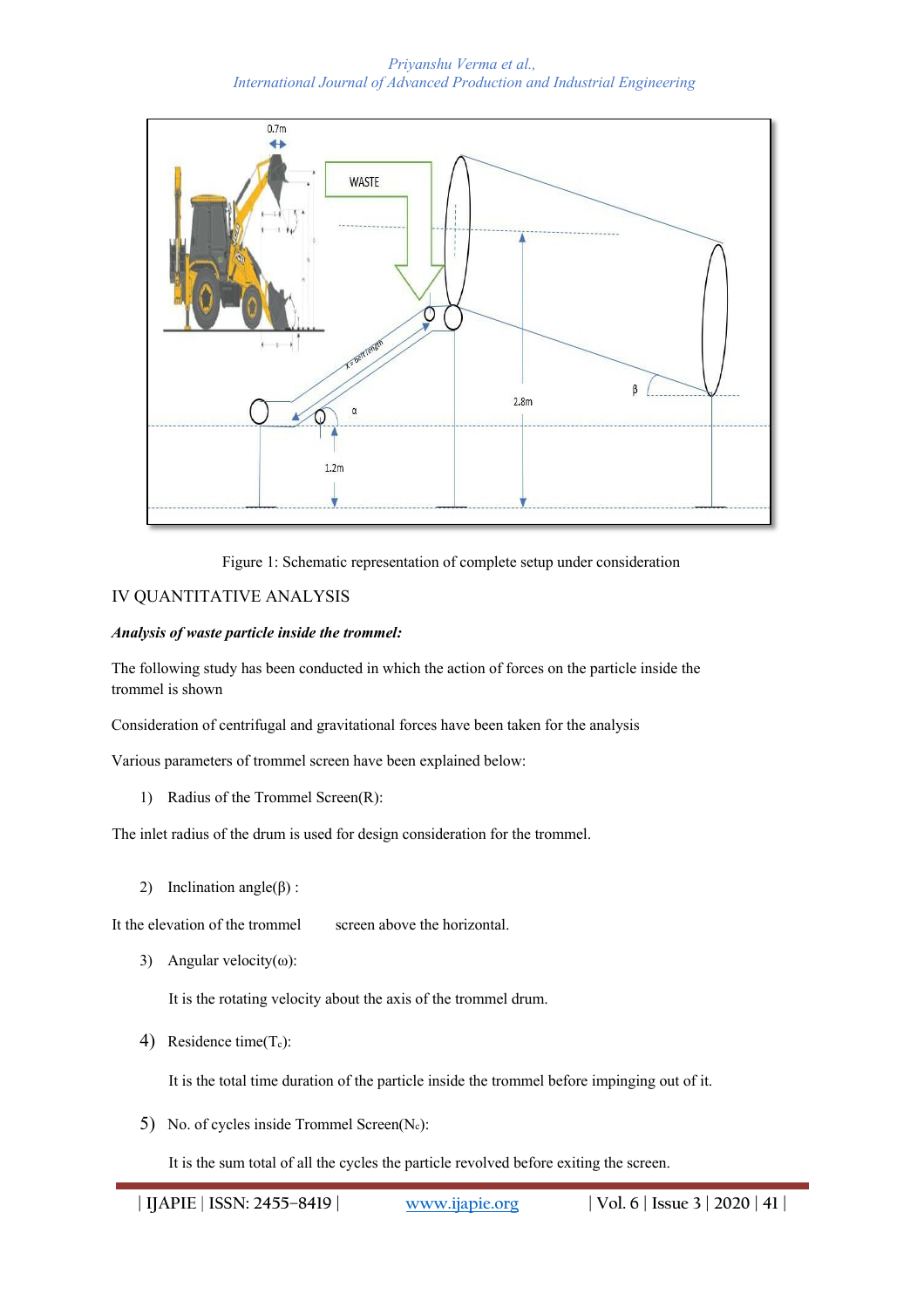Figure 1: Schematic representation of complete setup under consideration

## IV QUANTITATIVE ANALYSIS

***Analysis of waste particle inside the trommel:***

The following study has been conducted in which the action of forces on the particle inside the trommel is shown

Consideration of centrifugal and gravitational forces have been taken for the analysis

Various parameters of trommel screen have been explained below:

1) Radius of the Trommel Screen(R):

The inlet radius of the drum is used for design consideration for the trommel.

2) Inclination angle(β) :

It the elevation of the trommel screen above the horizontal.

3) Angular velocity(ω):

   It is the rotating velocity about the axis of the trommel drum.

4) Residence time($T_c$):

   It is the total time duration of the particle inside the trommel before impinging out of it.

5) No. of cycles inside Trommel Screen($N_c$):

   It is the sum total of all the cycles the particle revolved before exiting the screen.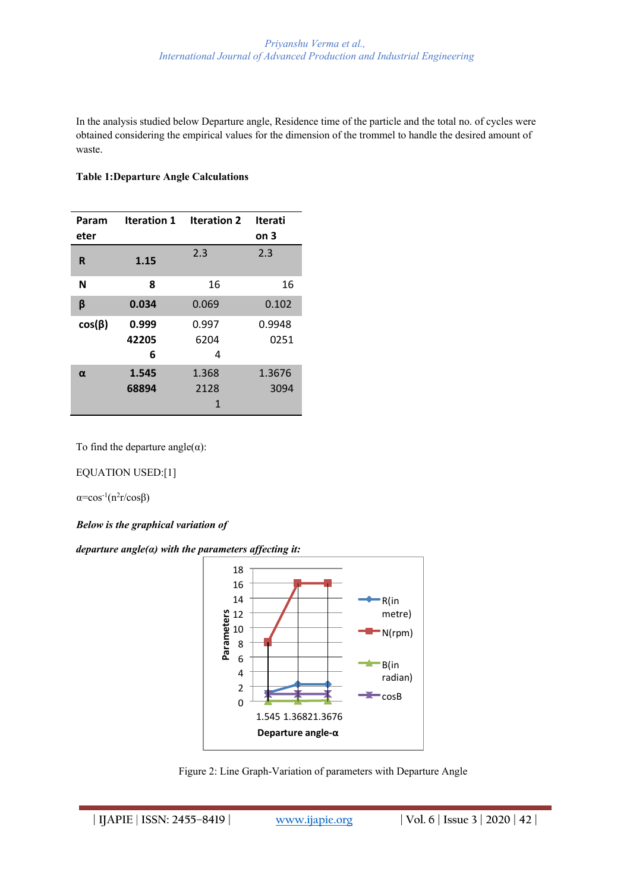In the analysis studied below Departure angle, Residence time of the particle and the total no. of cycles were obtained considering the empirical values for the dimension of the trommel to handle the desired amount of waste.

**Table 1:Departure Angle Calculations**

| Parameter | Iteration 1 | Iteration 2 | Iteration 3 |
|---|---|---|---|
| R | 1.15 | 2.3 | 2.3 |
| N | 8 | 16 | 16 |
| β | 0.034 | 0.069 | 0.102 |
| cos(β) | 0.999422056 | 0.99762044 | 0.99480251 |
| α | 1.54568894 | 1.36821281 | 1.36763094 |

To find the departure angle(α):

EQUATION USED:[1]

$\alpha = \cos^{-1}(n^2 r / \cos\beta)$

***Below is the graphical variation of***

***departure angle(α) with the parameters affecting it:***

Figure 2: Line Graph-Variation of parameters with Departure Angle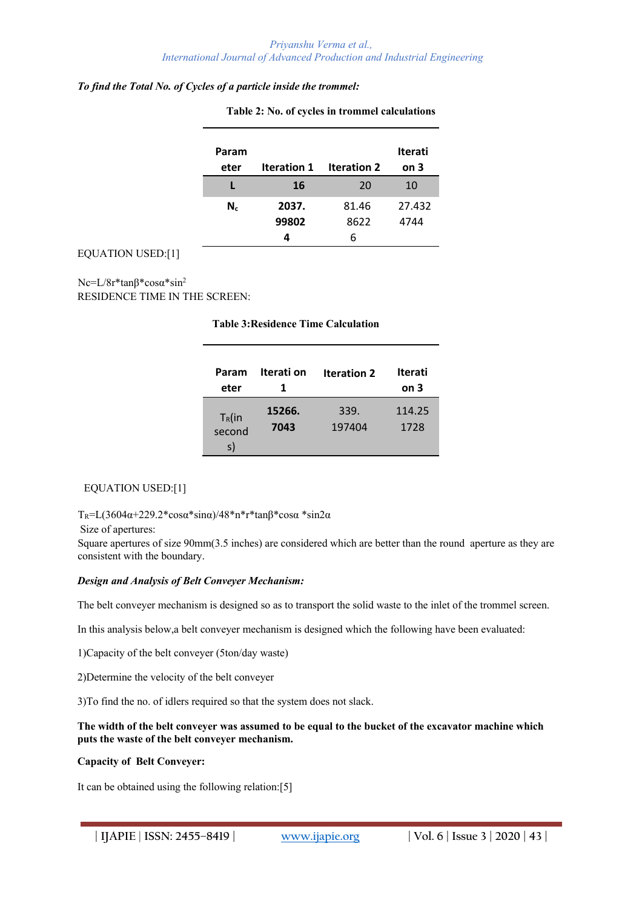*To find the Total No. of Cycles of a particle inside the trommel:*

**Table 2: No. of cycles in trommel calculations**

| Parameter | Iteration 1 | Iteration 2 | Iteration 3 |
|---|---|---|---|
| **L** | **16** | 20 | 10 |
| **$N_c$** | **2037.998024** | 81.468622 6 | 27.4324744 |

EQUATION USED:[1]

Nc=L/8r*tanβ*cosα*sin$^2$

RESIDENCE TIME IN THE SCREEN:

**Table 3:Residence Time Calculation**

| Parameter | Iteration 1 | Iteration 2 | Iteration 3 |
|---|---|---|---|
| $T_R$(in seconds) | **15266.7043** | 339.197404 | 114.251728 |

EQUATION USED:[1]

$T_R$=L(3604α+229.2*cosα*sinα)/48*n*r*tanβ*cosα *sin2α

Size of apertures:

Square apertures of size 90mm(3.5 inches) are considered which are better than the round aperture as they are consistent with the boundary.

***Design and Analysis of Belt Conveyer Mechanism:***

The belt conveyer mechanism is designed so as to transport the solid waste to the inlet of the trommel screen.

In this analysis below,a belt conveyer mechanism is designed which the following have been evaluated:

1)Capacity of the belt conveyer (5ton/day waste)

2)Determine the velocity of the belt conveyer

3)To find the no. of idlers required so that the system does not slack.

**The width of the belt conveyer was assumed to be equal to the bucket of the excavator machine which puts the waste of the belt conveyer mechanism.**

**Capacity of Belt Conveyer:**

It can be obtained using the following relation:[5]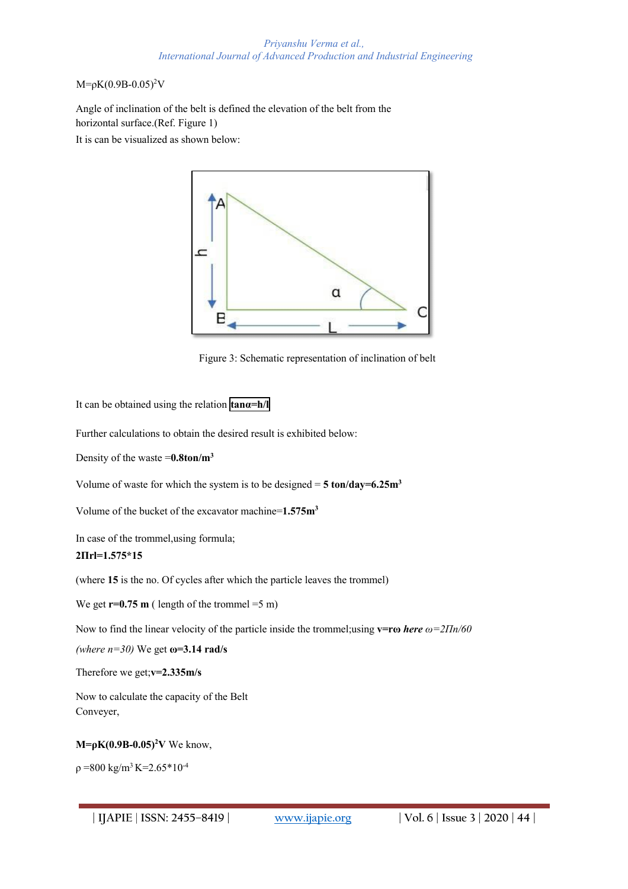$M=\rho K(0.9B-0.05)^2V$

Angle of inclination of the belt is defined the elevation of the belt from the horizontal surface.(Ref. Figure 1)

It is can be visualized as shown below:

Figure 3: Schematic representation of inclination of belt

It can be obtained using the relation **$\tan\alpha = h/l$**

Further calculations to obtain the desired result is exhibited below:

Density of the waste =**0.8ton/$m^3$**

Volume of waste for which the system is to be designed = **5 ton/day=6.25$m^3$**

Volume of the bucket of the excavator machine=**1.575$m^3$**

In case of the trommel,using formula;

**$2\Pi rl=1.575*15$**

(where **15** is the no. Of cycles after which the particle leaves the trommel)

We get **r=0.75 m** ( length of the trommel =5 m)

Now to find the linear velocity of the particle inside the trommel;using **$v=r\omega$** ***here*** *$\omega=2\Pi n/60$* *(where n=30)* We get **$\omega$=3.14 rad/s**

Therefore we get;**v=2.335m/s**

Now to calculate the capacity of the Belt Conveyer,

**$M=\rho K(0.9B-0.05)^2V$** We know,

$\rho$ =800 kg/$m^3$ K=2.65*$10^{-4}$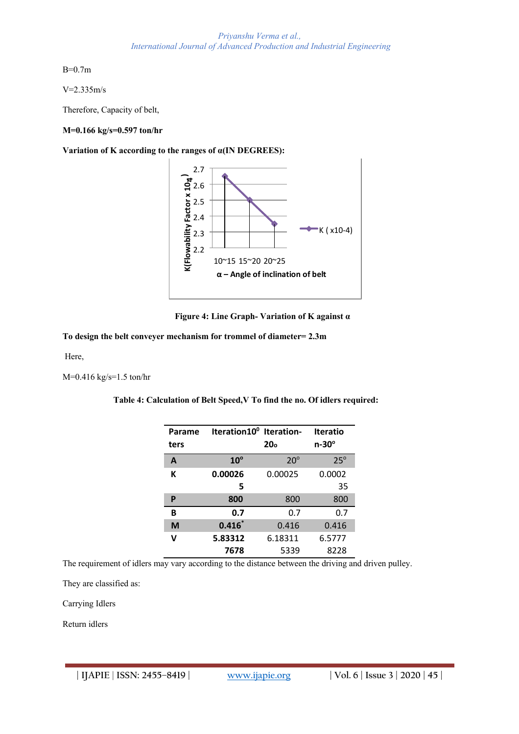B=0.7m

V=2.335m/s

Therefore, Capacity of belt,

**M=0.166 kg/s=0.597 ton/hr**

**Variation of K according to the ranges of α(IN DEGREES):**

**Figure 4: Line Graph- Variation of K against α**

**To design the belt conveyer mechanism for trommel of diameter= 2.3m**

Here,

M=0.416 kg/s=1.5 ton/hr

**Table 4: Calculation of Belt Speed,V To find the no. Of idlers required:**

| Parameters | Iteration$10^0$ | Iteration-$20_o$ | Iteration-$30^o$ |
|---|---|---|---|
| A | $10^o$ | $20^o$ | $25^o$ |
| K | 0.000265 | 0.00025 | 0.000235 |
| P | 800 | 800 | 800 |
| B | 0.7 | 0.7 | 0.7 |
| M | 0.416* | 0.416 | 0.416 |
| V | 5.83312 7678 | 6.18311 5339 | 6.5777 8228 |

The requirement of idlers may vary according to the distance between the driving and driven pulley.

They are classified as:

Carrying Idlers

Return idlers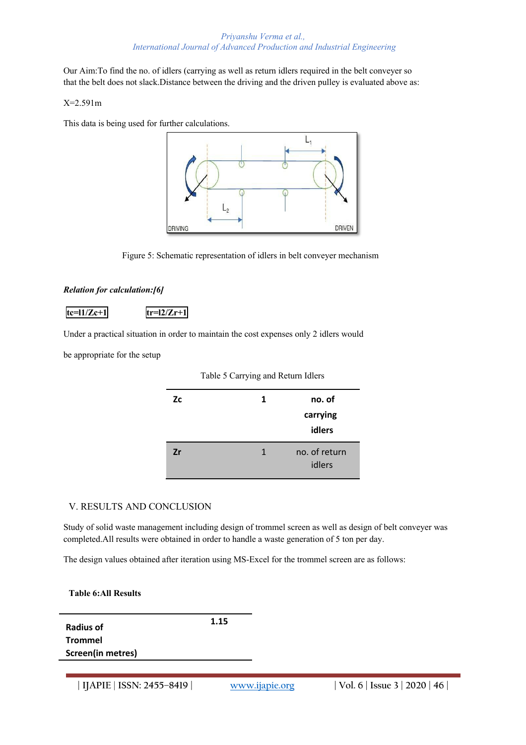Our Aim:To find the no. of idlers (carrying as well as return idlers required in the belt conveyer so that the belt does not slack.Distance between the driving and the driven pulley is evaluated above as:

X=2.591m

This data is being used for further calculations.

Figure 5: Schematic representation of idlers in belt conveyer mechanism

***Relation for calculation:[6]***

**tc=l1/Zc+1**    **tr=l2/Zr+1**

Under a practical situation in order to maintain the cost expenses only 2 idlers would

be appropriate for the setup

Table 5 Carrying and Return Idlers

| | | |
|---|---|---|
| **Zc** | **1** | **no. of carrying idlers** |
| **Zr** | 1 | no. of return idlers |

## V. RESULTS AND CONCLUSION

Study of solid waste management including design of trommel screen as well as design of belt conveyer was completed.All results were obtained in order to handle a waste generation of 5 ton per day.

The design values obtained after iteration using MS-Excel for the trommel screen are as follows:

**Table 6:All Results**

| | |
|---|---|
| **Radius of Trommel Screen(in metres)** | **1.15** |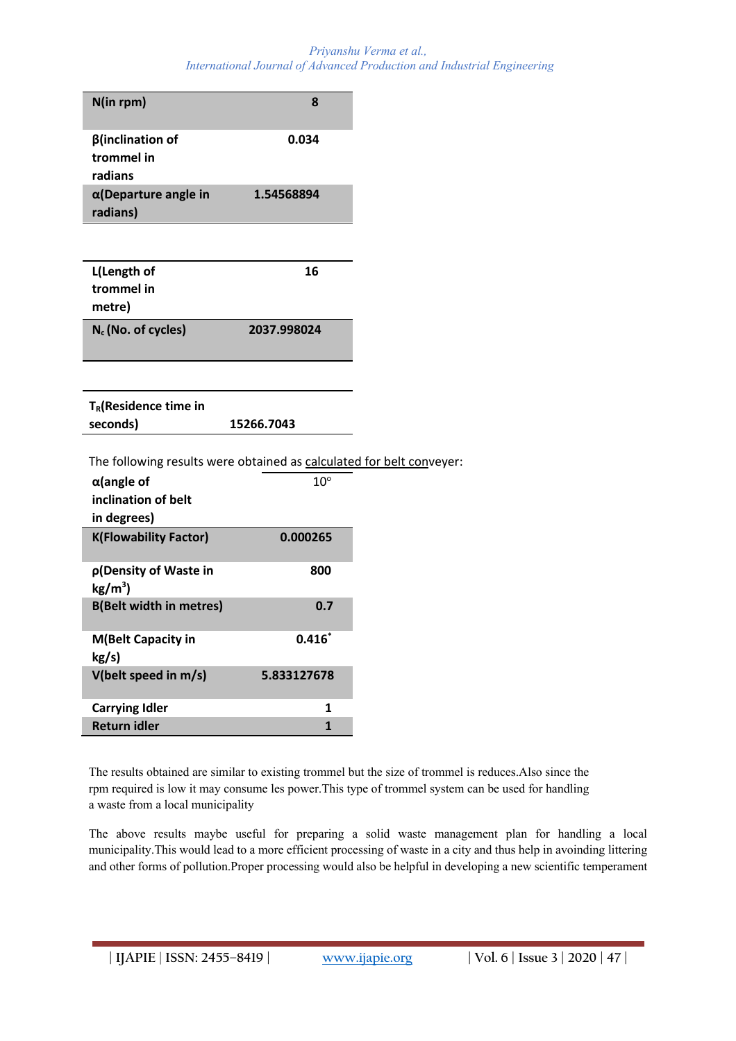| N(in rpm) | 8 |
|---|---|
| β(inclination of trommel in radians | 0.034 |
| α(Departure angle in radians) | 1.54568894 |

| L(Length of trommel in metre) | 16 |
|---|---|
| $N_c$ (No. of cycles) | 2037.998024 |

| $T_R$(Residence time in seconds) | 15266.7043 |
|---|---|

The following results were obtained as calculated for belt conveyer:

| α(angle of inclination of belt in degrees) | 10° |
|---|---|
| K(Flowability Factor) | 0.000265 |
| ρ(Density of Waste in $kg/m^3$) | 800 |
| B(Belt width in metres) | 0.7 |
| M(Belt Capacity in kg/s) | 0.416* |
| V(belt speed in m/s) | 5.833127678 |
| Carrying Idler | 1 |
| Return idler | 1 |

The results obtained are similar to existing trommel but the size of trommel is reduces.Also since the rpm required is low it may consume les power.This type of trommel system can be used for handling a waste from a local municipality

The above results maybe useful for preparing a solid waste management plan for handling a local municipality.This would lead to a more efficient processing of waste in a city and thus help in avoinding littering and other forms of pollution.Proper processing would also be helpful in developing a new scientific temperament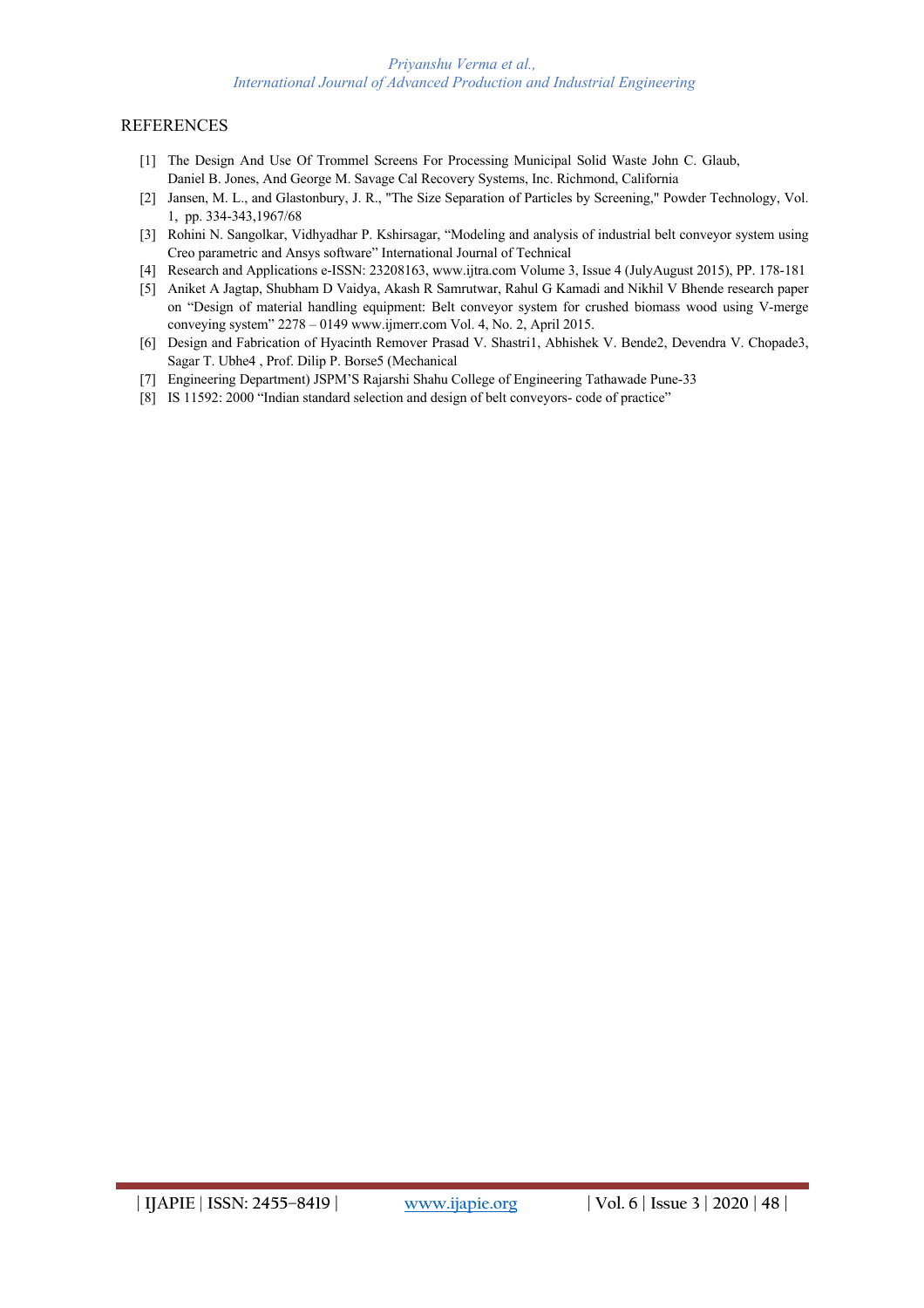## REFERENCES

[1] The Design And Use Of Trommel Screens For Processing Municipal Solid Waste John C. Glaub, Daniel B. Jones, And George M. Savage Cal Recovery Systems, Inc. Richmond, California

[2] Jansen, M. L., and Glastonbury, J. R., "The Size Separation of Particles by Screening," Powder Technology, Vol. 1, pp. 334-343,1967/68

[3] Rohini N. Sangolkar, Vidhyadhar P. Kshirsagar, "Modeling and analysis of industrial belt conveyor system using Creo parametric and Ansys software" International Journal of Technical

[4] Research and Applications e-ISSN: 23208163, www.ijtra.com Volume 3, Issue 4 (JulyAugust 2015), PP. 178-181

[5] Aniket A Jagtap, Shubham D Vaidya, Akash R Samrutwar, Rahul G Kamadi and Nikhil V Bhende research paper on "Design of material handling equipment: Belt conveyor system for crushed biomass wood using V-merge conveying system" 2278 – 0149 www.ijmerr.com Vol. 4, No. 2, April 2015.

[6] Design and Fabrication of Hyacinth Remover Prasad V. Shastri1, Abhishek V. Bende2, Devendra V. Chopade3, Sagar T. Ubhe4 , Prof. Dilip P. Borse5 (Mechanical

[7] Engineering Department) JSPM'S Rajarshi Shahu College of Engineering Tathawade Pune-33

[8] IS 11592: 2000 "Indian standard selection and design of belt conveyors- code of practice"